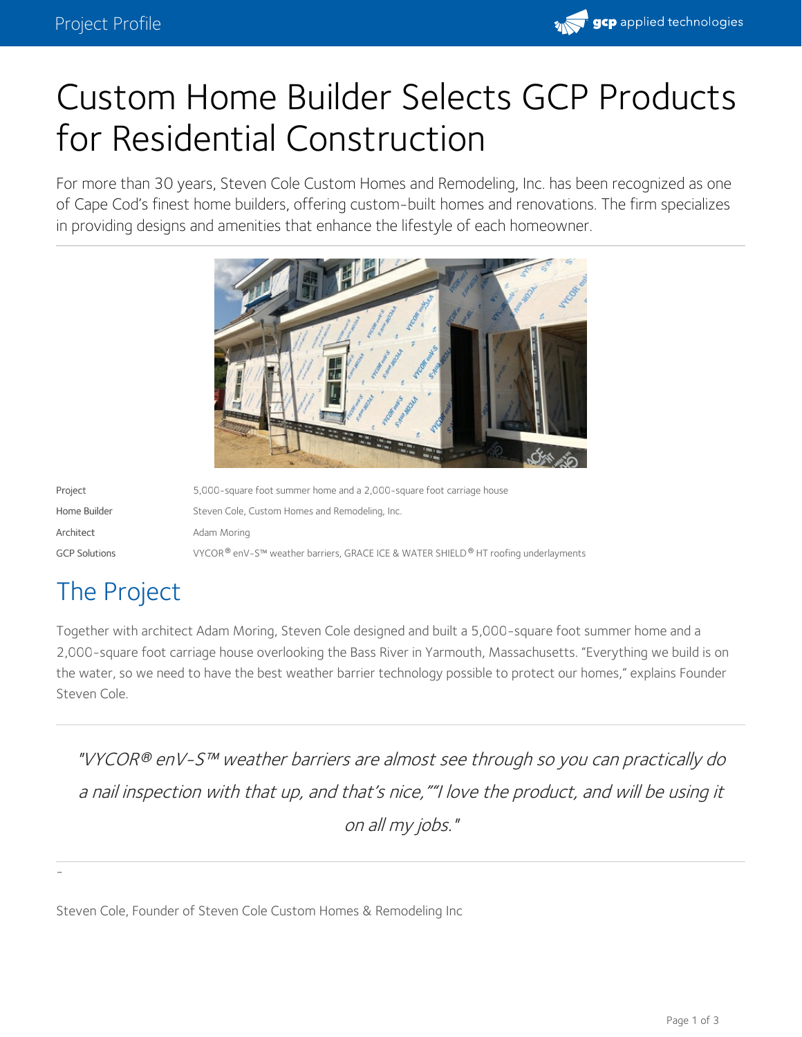# Custom Home Builder Selects GCP Products for Residential Construction

For more than 30 years, Steven Cole Custom Homes and Remodeling, Inc. has been recognized as one of Cape Cod's finest home builders, offering custom-built homes and renovations. The firm specializes in providing designs and amenities that enhance the lifestyle of each homeowner.

| | |
|---|---|
| Project | 5,000-square foot summer home and a 2,000-square foot carriage house |
| Home Builder | Steven Cole, Custom Homes and Remodeling, Inc. |
| Architect | Adam Moring |
| GCP Solutions | VYCOR® enV-S™ weather barriers, GRACE ICE & WATER SHIELD® HT roofing underlayments |

## The Project

Together with architect Adam Moring, Steven Cole designed and built a 5,000-square foot summer home and a 2,000-square foot carriage house overlooking the Bass River in Yarmouth, Massachusetts. "Everything we build is on the water, so we need to have the best weather barrier technology possible to protect our homes," explains Founder Steven Cole.

> *"VYCOR® enV-S™ weather barriers are almost see through so you can practically do a nail inspection with that up, and that's nice,""I love the product, and will be using it on all my jobs."*

–

Steven Cole, Founder of Steven Cole Custom Homes & Remodeling Inc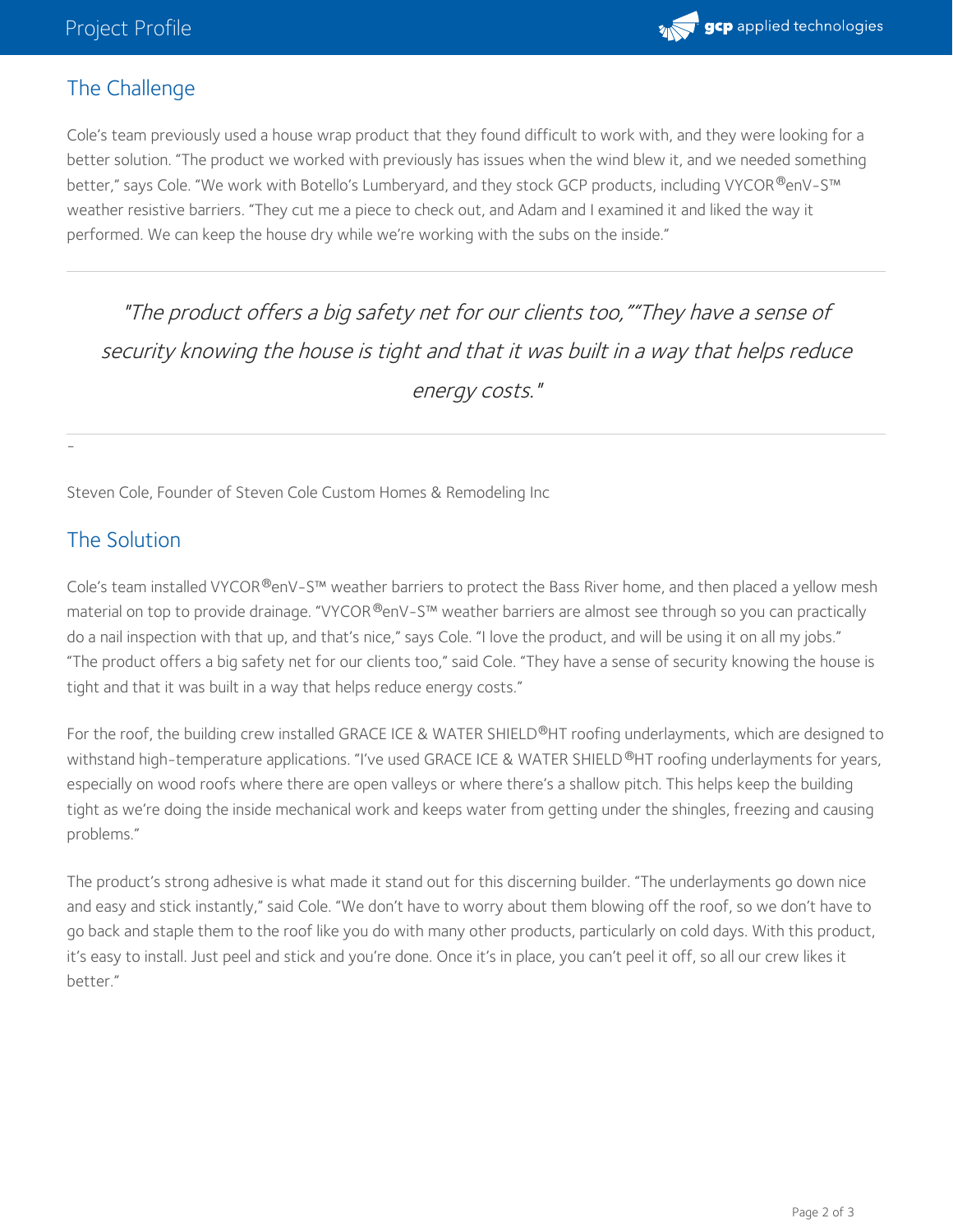## The Challenge

Cole's team previously used a house wrap product that they found difficult to work with, and they were looking for a better solution. "The product we worked with previously has issues when the wind blew it, and we needed something better," says Cole. "We work with Botello's Lumberyard, and they stock GCP products, including VYCOR®enV-S™ weather resistive barriers. "They cut me a piece to check out, and Adam and I examined it and liked the way it performed. We can keep the house dry while we're working with the subs on the inside."

---

*"The product offers a big safety net for our clients too,""They have a sense of security knowing the house is tight and that it was built in a way that helps reduce energy costs."*

---

-

Steven Cole, Founder of Steven Cole Custom Homes & Remodeling Inc

## The Solution

Cole's team installed VYCOR®enV-S™ weather barriers to protect the Bass River home, and then placed a yellow mesh material on top to provide drainage. "VYCOR®enV-S™ weather barriers are almost see through so you can practically do a nail inspection with that up, and that's nice," says Cole. "I love the product, and will be using it on all my jobs." "The product offers a big safety net for our clients too," said Cole. "They have a sense of security knowing the house is tight and that it was built in a way that helps reduce energy costs."

For the roof, the building crew installed GRACE ICE & WATER SHIELD®HT roofing underlayments, which are designed to withstand high-temperature applications. "I've used GRACE ICE & WATER SHIELD®HT roofing underlayments for years, especially on wood roofs where there are open valleys or where there's a shallow pitch. This helps keep the building tight as we're doing the inside mechanical work and keeps water from getting under the shingles, freezing and causing problems."

The product's strong adhesive is what made it stand out for this discerning builder. "The underlayments go down nice and easy and stick instantly," said Cole. "We don't have to worry about them blowing off the roof, so we don't have to go back and staple them to the roof like you do with many other products, particularly on cold days. With this product, it's easy to install. Just peel and stick and you're done. Once it's in place, you can't peel it off, so all our crew likes it better."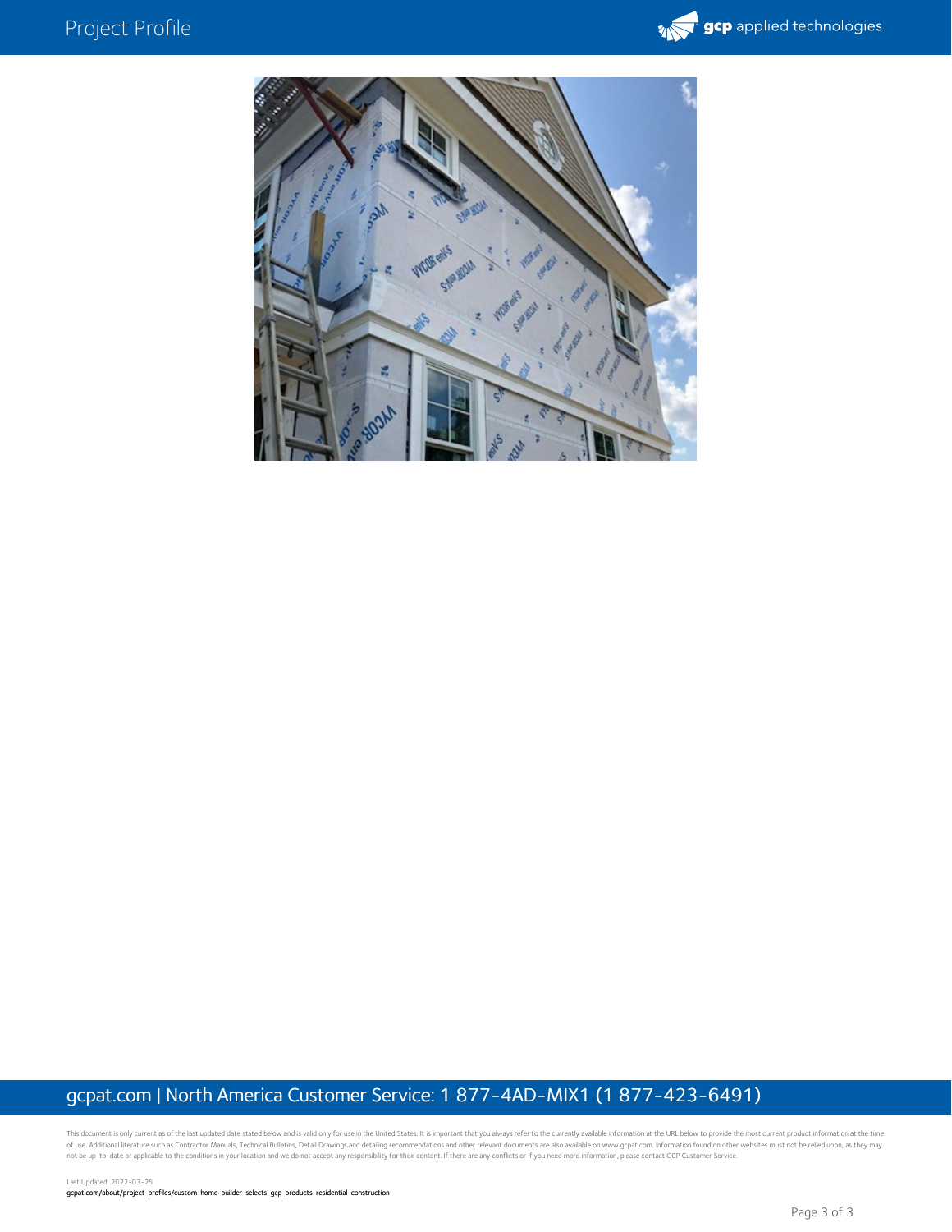gcpat.com | North America Customer Service: 1 877-4AD-MIX1 (1 877-423-6491)

This document is only current as of the last updated date stated below and is valid only for use in the United States. It is important that you always refer to the currently available information at the URL below to provide the most current product information at the time of use. Additional literature such as Contractor Manuals, Technical Bulletins, Detail Drawings and detailing recommendations and other relevant documents are also available on www.gcpat.com. Information found on other websites must not be relied upon, as they may not be up-to-date or applicable to the conditions in your location and we do not accept any responsibility for their content. If there are any conflicts or if you need more information, please contact GCP Customer Service.

Last Updated: 2022-03-25
gcpat.com/about/project-profiles/custom-home-builder-selects-gcp-products-residential-construction